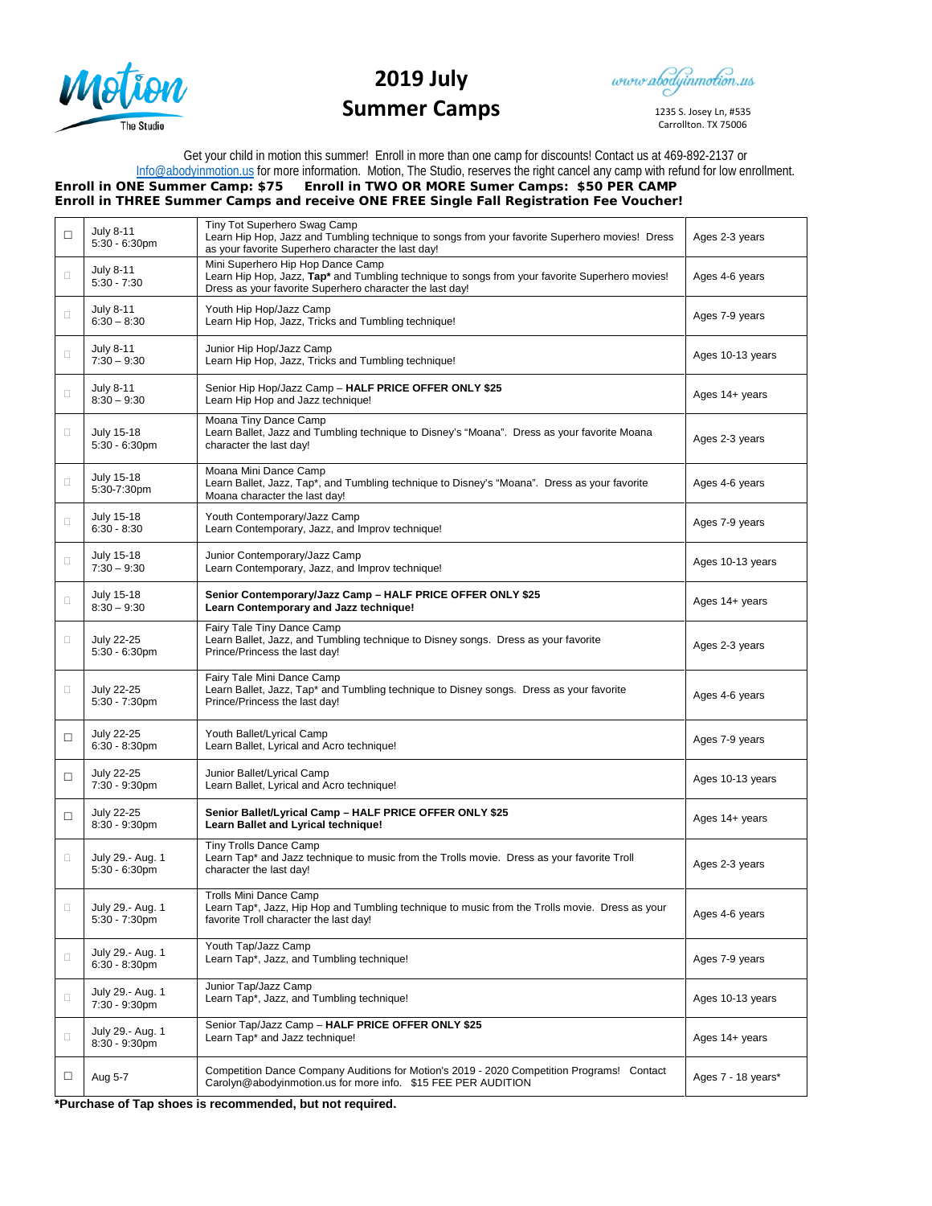Motion The Studio

# 2019 July Summer Camps

www.abodyinmotion.us

1235 S. Josey Ln, #535
Carrollton. TX 75006

Get your child in motion this summer! Enroll in more than one camp for discounts! Contact us at 469-892-2137 or Info@abodyinmotion.us for more information. Motion, The Studio, reserves the right cancel any camp with refund for low enrollment.

**Enroll in ONE Summer Camp: $75 Enroll in TWO OR MORE Sumer Camps: $50 PER CAMP**
**Enroll in THREE Summer Camps and receive ONE FREE Single Fall Registration Fee Voucher!**

| | Date/Time | Camp | Ages |
|---|---|---|---|
| ☐ | July 8-11<br>5:30 - 6:30pm | Tiny Tot Superhero Swag Camp<br>Learn Hip Hop, Jazz and Tumbling technique to songs from your favorite Superhero movies! Dress as your favorite Superhero character the last day! | Ages 2-3 years |
| ☐ | July 8-11<br>5:30 - 7:30 | Mini Superhero Hip Hop Dance Camp<br>Learn Hip Hop, Jazz, **Tap*** and Tumbling technique to songs from your favorite Superhero movies! Dress as your favorite Superhero character the last day! | Ages 4-6 years |
| ☐ | July 8-11<br>6:30 – 8:30 | Youth Hip Hop/Jazz Camp<br>Learn Hip Hop, Jazz, Tricks and Tumbling technique! | Ages 7-9 years |
| ☐ | July 8-11<br>7:30 – 9:30 | Junior Hip Hop/Jazz Camp<br>Learn Hip Hop, Jazz, Tricks and Tumbling technique! | Ages 10-13 years |
| ☐ | July 8-11<br>8:30 – 9:30 | Senior Hip Hop/Jazz Camp – **HALF PRICE OFFER ONLY $25**<br>Learn Hip Hop and Jazz technique! | Ages 14+ years |
| ☐ | July 15-18<br>5:30 - 6:30pm | Moana Tiny Dance Camp<br>Learn Ballet, Jazz and Tumbling technique to Disney's "Moana". Dress as your favorite Moana character the last day! | Ages 2-3 years |
| ☐ | July 15-18<br>5:30-7:30pm | Moana Mini Dance Camp<br>Learn Ballet, Jazz, Tap*, and Tumbling technique to Disney's "Moana". Dress as your favorite Moana character the last day! | Ages 4-6 years |
| ☐ | July 15-18<br>6:30 - 8:30 | Youth Contemporary/Jazz Camp<br>Learn Contemporary, Jazz, and Improv technique! | Ages 7-9 years |
| ☐ | July 15-18<br>7:30 – 9:30 | Junior Contemporary/Jazz Camp<br>Learn Contemporary, Jazz, and Improv technique! | Ages 10-13 years |
| ☐ | July 15-18<br>8:30 – 9:30 | **Senior Contemporary/Jazz Camp – HALF PRICE OFFER ONLY $25**<br>**Learn Contemporary and Jazz technique!** | Ages 14+ years |
| ☐ | July 22-25<br>5:30 - 6:30pm | Fairy Tale Tiny Dance Camp<br>Learn Ballet, Jazz, and Tumbling technique to Disney songs. Dress as your favorite Prince/Princess the last day! | Ages 2-3 years |
| ☐ | July 22-25<br>5:30 - 7:30pm | Fairy Tale Mini Dance Camp<br>Learn Ballet, Jazz, Tap* and Tumbling technique to Disney songs. Dress as your favorite Prince/Princess the last day! | Ages 4-6 years |
| ☐ | July 22-25<br>6:30 - 8:30pm | Youth Ballet/Lyrical Camp<br>Learn Ballet, Lyrical and Acro technique! | Ages 7-9 years |
| ☐ | July 22-25<br>7:30 - 9:30pm | Junior Ballet/Lyrical Camp<br>Learn Ballet, Lyrical and Acro technique! | Ages 10-13 years |
| ☐ | July 22-25<br>8:30 - 9:30pm | **Senior Ballet/Lyrical Camp – HALF PRICE OFFER ONLY $25**<br>**Learn Ballet and Lyrical technique!** | Ages 14+ years |
| ☐ | July 29.- Aug. 1<br>5:30 - 6:30pm | Tiny Trolls Dance Camp<br>Learn Tap* and Jazz technique to music from the Trolls movie. Dress as your favorite Troll character the last day! | Ages 2-3 years |
| ☐ | July 29.- Aug. 1<br>5:30 - 7:30pm | Trolls Mini Dance Camp<br>Learn Tap*, Jazz, Hip Hop and Tumbling technique to music from the Trolls movie. Dress as your favorite Troll character the last day! | Ages 4-6 years |
| ☐ | July 29.- Aug. 1<br>6:30 - 8:30pm | Youth Tap/Jazz Camp<br>Learn Tap*, Jazz, and Tumbling technique! | Ages 7-9 years |
| ☐ | July 29.- Aug. 1<br>7:30 - 9:30pm | Junior Tap/Jazz Camp<br>Learn Tap*, Jazz, and Tumbling technique! | Ages 10-13 years |
| ☐ | July 29.- Aug. 1<br>8:30 - 9:30pm | Senior Tap/Jazz Camp – **HALF PRICE OFFER ONLY $25**<br>Learn Tap* and Jazz technique! | Ages 14+ years |
| ☐ | Aug 5-7 | Competition Dance Company Auditions for Motion's 2019 - 2020 Competition Programs! Contact Carolyn@abodyinmotion.us for more info. $15 FEE PER AUDITION | Ages 7 - 18 years* |

***Purchase of Tap shoes is recommended, but not required.**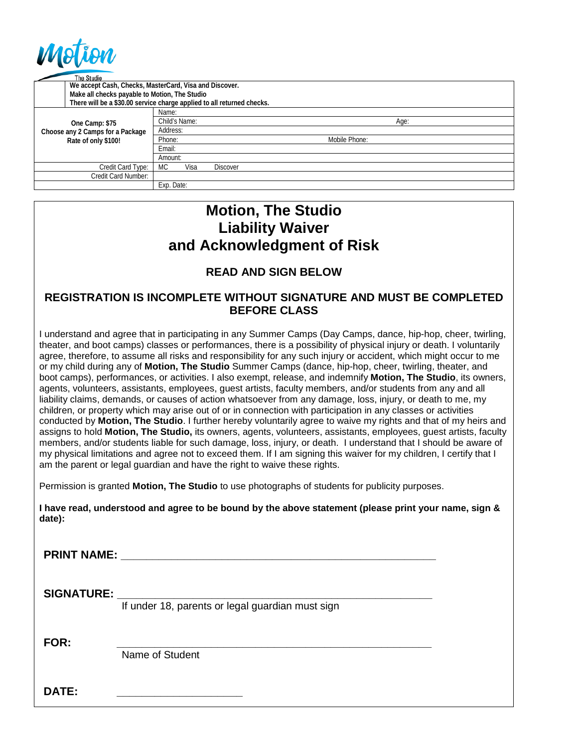Motion

The Studio

| | |
|---|---|
| | We accept Cash, Checks, MasterCard, Visa and Discover.<br>Make all checks payable to Motion, The Studio<br>There will be a $30.00 service charge applied to all returned checks. |

| | | |
|---|---|---|
| **One Camp: $75**<br>**Choose any 2 Camps for a Package Rate of only $100!** | Name: | |
| | Child's Name: | Age: |
| | Address: | |
| | Phone: | Mobile Phone: |
| | Email: | |
| | Amount: | |
| Credit Card Type: | MC Visa Discover | |
| Credit Card Number: | | |
| | Exp. Date: | |

# Motion, The Studio Liability Waiver and Acknowledgment of Risk

## READ AND SIGN BELOW

## REGISTRATION IS INCOMPLETE WITHOUT SIGNATURE AND MUST BE COMPLETED BEFORE CLASS

I understand and agree that in participating in any Summer Camps (Day Camps, dance, hip-hop, cheer, twirling, theater, and boot camps) classes or performances, there is a possibility of physical injury or death. I voluntarily agree, therefore, to assume all risks and responsibility for any such injury or accident, which might occur to me or my child during any of **Motion, The Studio** Summer Camps (dance, hip-hop, cheer, twirling, theater, and boot camps), performances, or activities. I also exempt, release, and indemnify **Motion, The Studio**, its owners, agents, volunteers, assistants, employees, guest artists, faculty members, and/or students from any and all liability claims, demands, or causes of action whatsoever from any damage, loss, injury, or death to me, my children, or property which may arise out of or in connection with participation in any classes or activities conducted by **Motion, The Studio**. I further hereby voluntarily agree to waive my rights and that of my heirs and assigns to hold **Motion, The Studio,** its owners, agents, volunteers, assistants, employees, guest artists, faculty members, and/or students liable for such damage, loss, injury, or death. I understand that I should be aware of my physical limitations and agree not to exceed them. If I am signing this waiver for my children, I certify that I am the parent or legal guardian and have the right to waive these rights.

Permission is granted **Motion, The Studio** to use photographs of students for publicity purposes.

**I have read, understood and agree to be bound by the above statement (please print your name, sign & date):**

**PRINT NAME:** ______________________________________________________

**SIGNATURE:** ______________________________________________________
If under 18, parents or legal guardian must sign

**FOR:** ______________________________________________________
Name of Student

**DATE:** ______________________